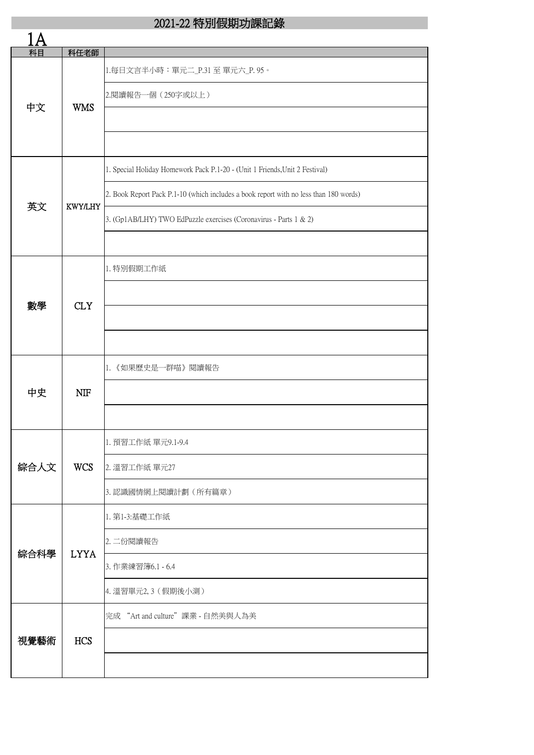# 2021-22 特別假期功課記錄

## 1A

| 科目 | 科任老師 | |
|---|---|---|
| 中文 | WMS | 1.每日文言半小時：單元二_P.31 至 單元六_P. 95。 |
| | | 2.閱讀報告一個（250字或以上） |
| | | |
| | | |
| 英文 | KWY/LHY | 1. Special Holiday Homework Pack P.1-20 - (Unit 1 Friends,Unit 2 Festival) |
| | | 2. Book Report Pack P.1-10 (which includes a book report with no less than 180 words) |
| | | 3. (Gp1AB/LHY) TWO EdPuzzle exercises (Coronavirus - Parts 1 & 2) |
| | | |
| 數學 | CLY | 1. 特別假期工作紙 |
| | | |
| | | |
| | | |
| 中史 | NIF | 1. 《如果歷史是一群喵》閱讀報告 |
| | | |
| | | |
| 綜合人文 | WCS | 1. 預習工作紙 單元9.1-9.4 |
| | | 2. 溫習工作紙 單元27 |
| | | 3. 認識國情網上閱讀計劃（所有篇章） |
| 綜合科學 | LYYA | 1. 第1-3:基礎工作紙 |
| | | 2. 二份閱讀報告 |
| | | 3. 作業練習簿6.1 - 6.4 |
| | | 4. 溫習單元2, 3（假期後小測） |
| 視覺藝術 | HCS | 完成 "Art and culture" 課業 - 自然美與人為美 |
| | | |
| | | |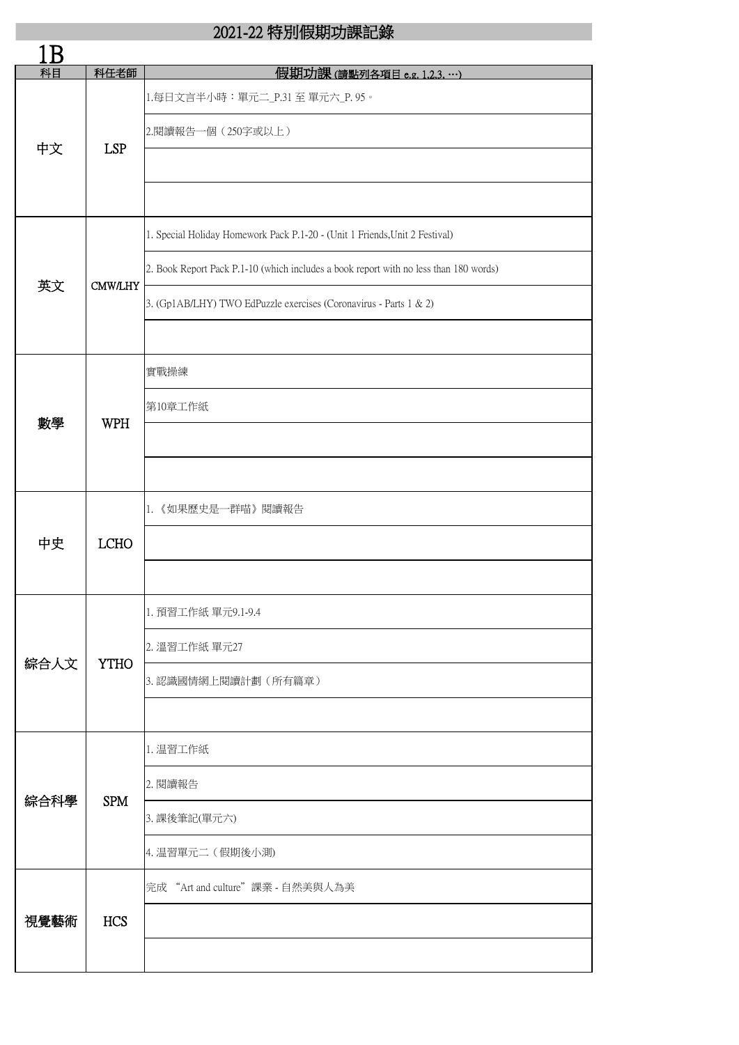# 2021-22 特別假期功課記錄

## 1B

| 科目 | 科任老師 | 假期功課 (請點列各項目 e.g. 1,2,3, …) |
|---|---|---|
| 中文 | LSP | 1.每日文言半小時：單元二_P.31 至 單元六_P. 95。 |
| | | 2.閱讀報告一個（250字或以上） |
| | | |
| | | |
| 英文 | CMW/LHY | 1. Special Holiday Homework Pack P.1-20 - (Unit 1 Friends,Unit 2 Festival) |
| | | 2. Book Report Pack P.1-10 (which includes a book report with no less than 180 words) |
| | | 3. (Gp1AB/LHY) TWO EdPuzzle exercises (Coronavirus - Parts 1 & 2) |
| | | |
| 數學 | WPH | 實戰操練 |
| | | 第10章工作紙 |
| | | |
| | | |
| 中史 | LCHO | 1. 《如果歷史是一群喵》閱讀報告 |
| | | |
| | | |
| 綜合人文 | YTHO | 1. 預習工作紙 單元9.1-9.4 |
| | | 2. 溫習工作紙 單元27 |
| | | 3. 認識國情網上閱讀計劃（所有篇章） |
| | | |
| 綜合科學 | SPM | 1. 溫習工作紙 |
| | | 2. 閱讀報告 |
| | | 3. 課後筆記(單元六) |
| | | 4. 溫習單元二（假期後小測) |
| 視覺藝術 | HCS | 完成 "Art and culture"課業 - 自然美與人為美 |
| | | |
| | | |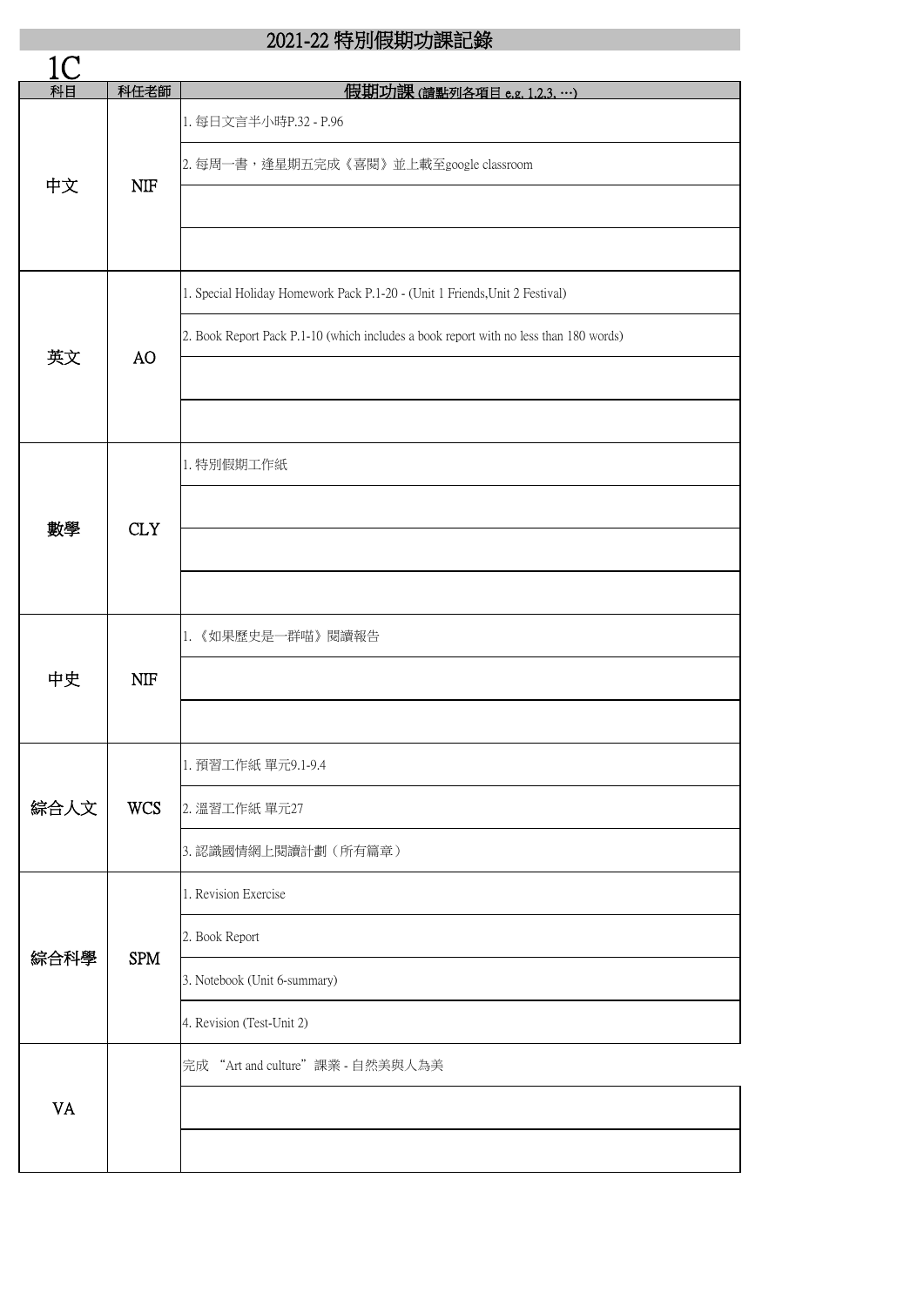# 2021-22 特別假期功課記錄

## 1C

| 科目 | 科任老師 | 假期功課 (請點列各項目 e.g. 1,2,3, …) |
|---|---|---|
| 中文 | NIF | 1. 每日文言半小時P.32 - P.96 |
| | | 2. 每周一書，逢星期五完成《喜閱》並上載至google classroom |
| | | |
| | | |
| 英文 | AO | 1. Special Holiday Homework Pack P.1-20 - (Unit 1 Friends,Unit 2 Festival) |
| | | 2. Book Report Pack P.1-10 (which includes a book report with no less than 180 words) |
| | | |
| | | |
| 數學 | CLY | 1. 特別假期工作紙 |
| | | |
| | | |
| | | |
| 中史 | NIF | 1. 《如果歷史是一群喵》閱讀報告 |
| | | |
| | | |
| 綜合人文 | WCS | 1. 預習工作紙 單元9.1-9.4 |
| | | 2. 溫習工作紙 單元27 |
| | | 3. 認識國情網上閱讀計劃（所有篇章） |
| 綜合科學 | SPM | 1. Revision Exercise |
| | | 2. Book Report |
| | | 3. Notebook (Unit 6-summary) |
| | | 4. Revision (Test-Unit 2) |
| VA | | 完成 "Art and culture" 課業 - 自然美與人為美 |
| | | |
| | | |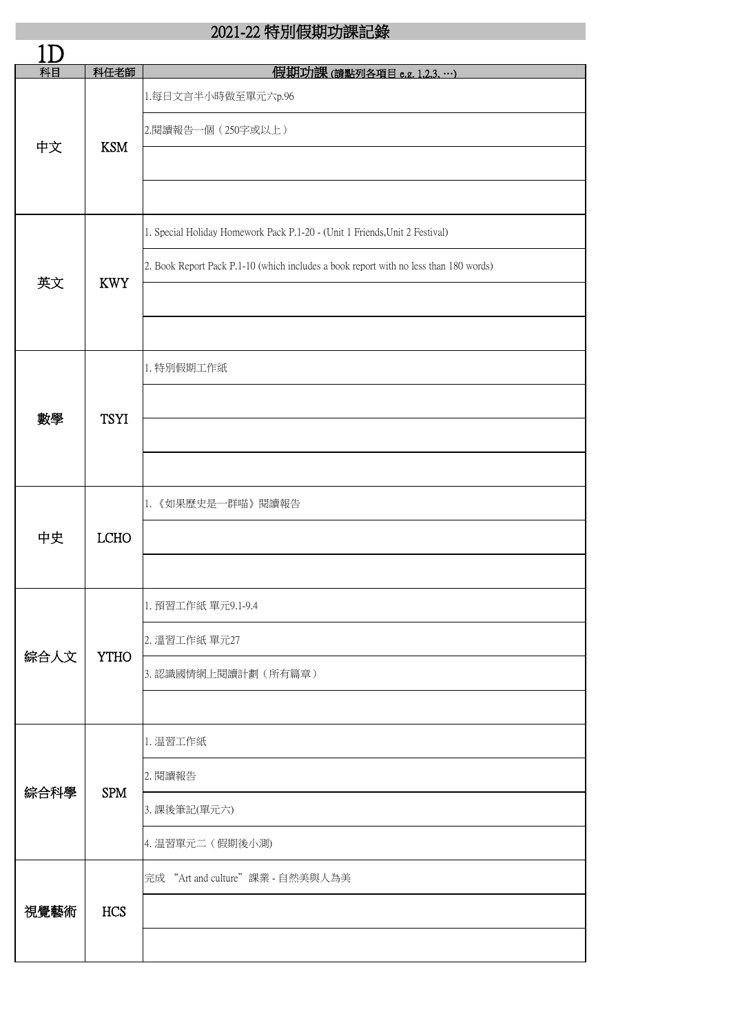# 2021-22 特別假期功課記錄

## 1D

| 科目 | 科任老師 | 假期功課 (請點列各項目 e.g. 1,2,3, …) |
| --- | --- | --- |
| 中文 | KSM | 1.每日文言半小時做至單元六p.96 |
| | | 2.閱讀報告一個（250字或以上） |
| | | |
| | | |
| 英文 | KWY | 1. Special Holiday Homework Pack P.1-20 - (Unit 1 Friends,Unit 2 Festival) |
| | | 2. Book Report Pack P.1-10 (which includes a book report with no less than 180 words) |
| | | |
| | | |
| 數學 | TSYI | 1. 特別假期工作紙 |
| | | |
| | | |
| | | |
| 中史 | LCHO | 1. 《如果歷史是一群喵》閱讀報告 |
| | | |
| | | |
| 綜合人文 | YTHO | 1. 預習工作紙 單元9.1-9.4 |
| | | 2. 溫習工作紙 單元27 |
| | | 3. 認識國情網上閱讀計劃（所有篇章） |
| | | |
| 綜合科學 | SPM | 1. 溫習工作紙 |
| | | 2. 閱讀報告 |
| | | 3. 課後筆記(單元六) |
| | | 4. 溫習單元二（假期後小測) |
| 視覺藝術 | HCS | 完成 "Art and culture" 課業 - 自然美與人為美 |
| | | |
| | | |